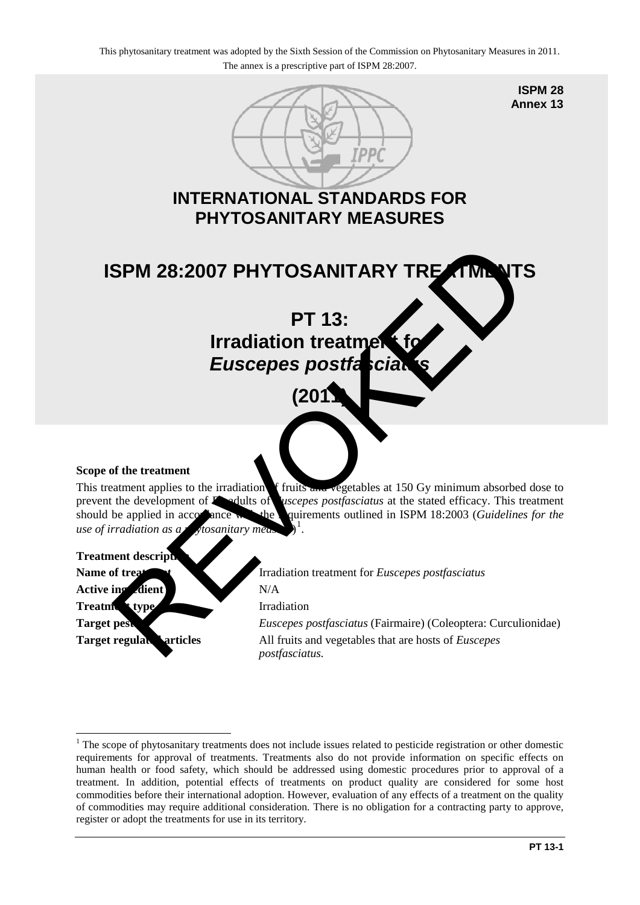This phytosanitary treatment was adopted by the Sixth Session of the Commission on Phytosanitary Measures in 2011.
The annex is a prescriptive part of ISPM 28:2007.

**ISPM 28**
**Annex 13**

# INTERNATIONAL STANDARDS FOR PHYTOSANITARY MEASURES

# ISPM 28:2007 PHYTOSANITARY TREATMENTS

# PT 13: Irradiation treatment for *Euscepes postfasciatus* (2011)

REVOKED

### Scope of the treatment

This treatment applies to the irradiation of fruits and vegetables at 150 Gy minimum absorbed dose to prevent the development of F1 adults of *Euscepes postfasciatus* at the stated efficacy. This treatment should be applied in accordance with the requirements outlined in ISPM 18:2003 (*Guidelines for the use of irradiation as a phytosanitary measure*)[1].

### Treatment description

| | |
|---|---|
| **Name of treatment** | Irradiation treatment for *Euscepes postfasciatus* |
| **Active ingredient** | N/A |
| **Treatment type** | Irradiation |
| **Target pest** | *Euscepes postfasciatus* (Fairmaire) (Coleoptera: Curculionidae) |
| **Target regulated articles** | All fruits and vegetables that are hosts of *Euscepes postfasciatus.* |

[1] The scope of phytosanitary treatments does not include issues related to pesticide registration or other domestic requirements for approval of treatments. Treatments also do not provide information on specific effects on human health or food safety, which should be addressed using domestic procedures prior to approval of a treatment. In addition, potential effects of treatments on product quality are considered for some host commodities before their international adoption. However, evaluation of any effects of a treatment on the quality of commodities may require additional consideration. There is no obligation for a contracting party to approve, register or adopt the treatments for use in its territory.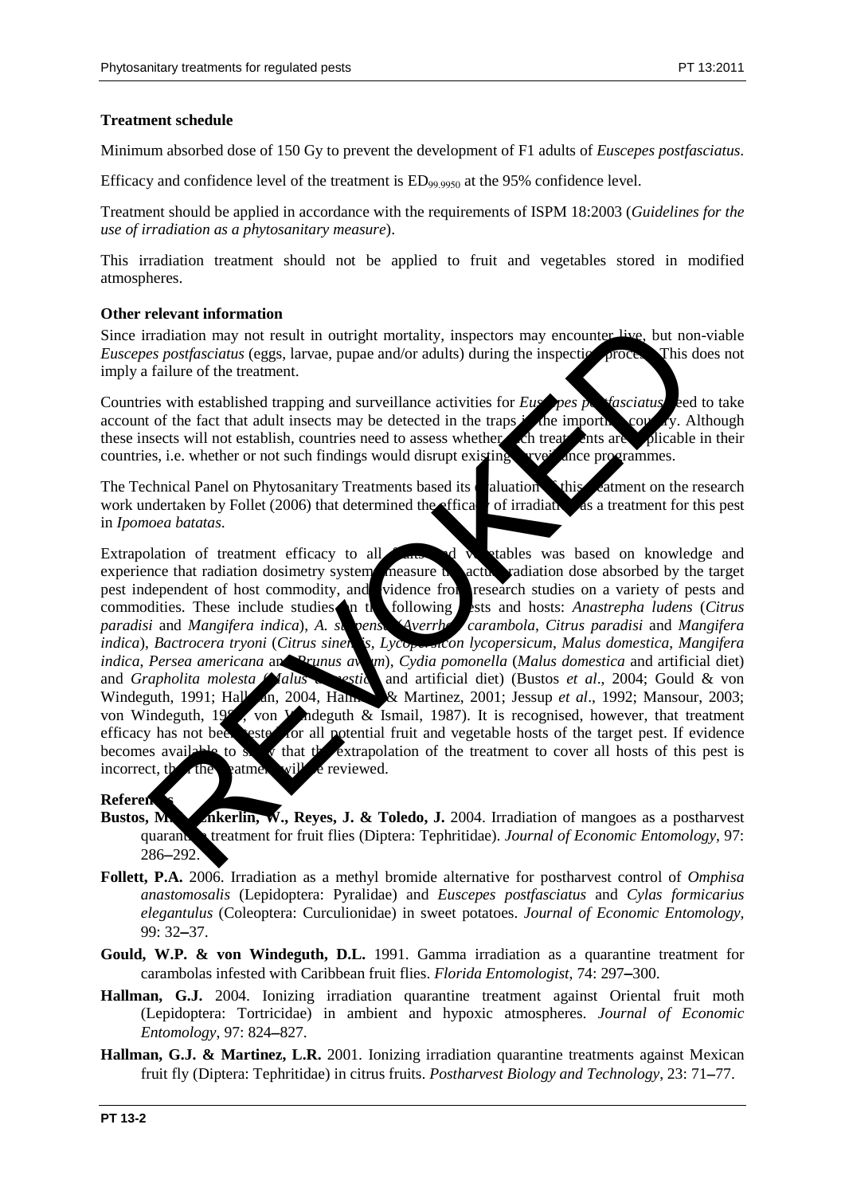**Treatment schedule**

Minimum absorbed dose of 150 Gy to prevent the development of F1 adults of *Euscepes postfasciatus*.

Efficacy and confidence level of the treatment is $ED_{99.9950}$ at the 95% confidence level.

Treatment should be applied in accordance with the requirements of ISPM 18:2003 (*Guidelines for the use of irradiation as a phytosanitary measure*).

This irradiation treatment should not be applied to fruit and vegetables stored in modified atmospheres.

**Other relevant information**

Since irradiation may not result in outright mortality, inspectors may encounter live, but non-viable *Euscepes postfasciatus* (eggs, larvae, pupae and/or adults) during the inspection process. This does not imply a failure of the treatment.

Countries with established trapping and surveillance activities for *Euscepes postfasciatus* need to take account of the fact that adult insects may be detected in the traps in the importing country. Although these insects will not establish, countries need to assess whether such treatments are applicable in their countries, i.e. whether or not such findings would disrupt existing surveillance programmes.

The Technical Panel on Phytosanitary Treatments based its evaluation of this treatment on the research work undertaken by Follet (2006) that determined the efficacy of irradiation as a treatment for this pest in *Ipomoea batatas*.

Extrapolation of treatment efficacy to all fruits and vegetables was based on knowledge and experience that radiation dosimetry systems measure the actual radiation dose absorbed by the target pest independent of host commodity, and evidence from research studies on a variety of pests and commodities. These include studies on the following pests and hosts: *Anastrepha ludens* (*Citrus paradisi* and *Mangifera indica*), *A. suspensa* (*Averrhoa carambola*, *Citrus paradisi* and *Mangifera indica*), *Bactrocera tryoni* (*Citrus sinensis*, *Lycopersicon lycopersicum*, *Malus domestica*, *Mangifera indica*, *Persea americana* and *Prunus avium*), *Cydia pomonella* (*Malus domestica* and artificial diet) and *Grapholita molesta* (*Malus domestica* and artificial diet) (Bustos *et al*., 2004; Gould & von Windeguth, 1991; Hallman, 2004, Hallman & Martinez, 2001; Jessup *et al*., 1992; Mansour, 2003; von Windeguth, 1986; von Windeguth & Ismail, 1987). It is recognised, however, that treatment efficacy has not been tested for all potential fruit and vegetable hosts of the target pest. If evidence becomes available to show that the extrapolation of the treatment to cover all hosts of this pest is incorrect, then the treatment will be reviewed.

**References**

**Bustos, M.E., Enkerlin, W., Reyes, J. & Toledo, J.** 2004. Irradiation of mangoes as a postharvest quarantine treatment for fruit flies (Diptera: Tephritidae). *Journal of Economic Entomology*, 97: 286–292.

**Follett, P.A.** 2006. Irradiation as a methyl bromide alternative for postharvest control of *Omphisa anastomosalis* (Lepidoptera: Pyralidae) and *Euscepes postfasciatus* and *Cylas formicarius elegantulus* (Coleoptera: Curculionidae) in sweet potatoes. *Journal of Economic Entomology*, 99: 32–37.

**Gould, W.P. & von Windeguth, D.L.** 1991. Gamma irradiation as a quarantine treatment for carambolas infested with Caribbean fruit flies. *Florida Entomologist*, 74: 297–300.

**Hallman, G.J.** 2004. Ionizing irradiation quarantine treatment against Oriental fruit moth (Lepidoptera: Tortricidae) in ambient and hypoxic atmospheres. *Journal of Economic Entomology*, 97: 824–827.

**Hallman, G.J. & Martinez, L.R.** 2001. Ionizing irradiation quarantine treatments against Mexican fruit fly (Diptera: Tephritidae) in citrus fruits. *Postharvest Biology and Technology*, 23: 71–77.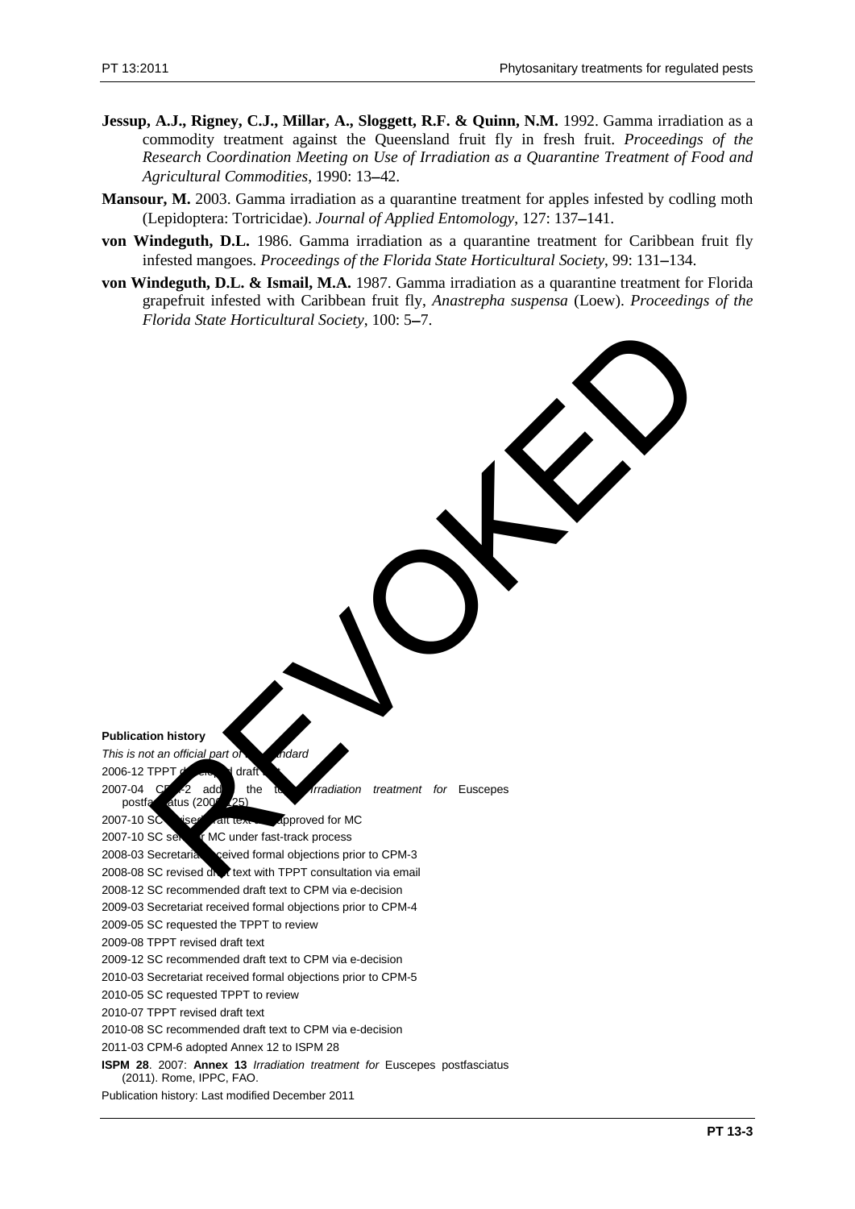**Jessup, A.J., Rigney, C.J., Millar, A., Sloggett, R.F. & Quinn, N.M.** 1992. Gamma irradiation as a commodity treatment against the Queensland fruit fly in fresh fruit. *Proceedings of the Research Coordination Meeting on Use of Irradiation as a Quarantine Treatment of Food and Agricultural Commodities*, 1990: 13–42.

**Mansour, M.** 2003. Gamma irradiation as a quarantine treatment for apples infested by codling moth (Lepidoptera: Tortricidae). *Journal of Applied Entomology*, 127: 137–141.

**von Windeguth, D.L.** 1986. Gamma irradiation as a quarantine treatment for Caribbean fruit fly infested mangoes. *Proceedings of the Florida State Horticultural Society*, 99: 131–134.

**von Windeguth, D.L. & Ismail, M.A.** 1987. Gamma irradiation as a quarantine treatment for Florida grapefruit infested with Caribbean fruit fly, *Anastrepha suspensa* (Loew). *Proceedings of the Florida State Horticultural Society*, 100: 5–7.

**Publication history**

*This is not an official part of the standard*

2006-12 TPPT developed draft text

2007-04 CPM-2 added the topic *Irradiation treatment for* Euscepes postfasciatus (2007-125)

2007-10 SC revised draft text and approved for MC

2007-10 SC sent for MC under fast-track process

2008-03 Secretariat received formal objections prior to CPM-3

2008-08 SC revised draft text with TPPT consultation via email

2008-12 SC recommended draft text to CPM via e-decision

2009-03 Secretariat received formal objections prior to CPM-4

2009-05 SC requested the TPPT to review

2009-08 TPPT revised draft text

2009-12 SC recommended draft text to CPM via e-decision

2010-03 Secretariat received formal objections prior to CPM-5

2010-05 SC requested TPPT to review

2010-07 TPPT revised draft text

2010-08 SC recommended draft text to CPM via e-decision

2011-03 CPM-6 adopted Annex 12 to ISPM 28

**ISPM 28**. 2007: **Annex 13** *Irradiation treatment for* Euscepes postfasciatus (2011). Rome, IPPC, FAO.

Publication history: Last modified December 2011